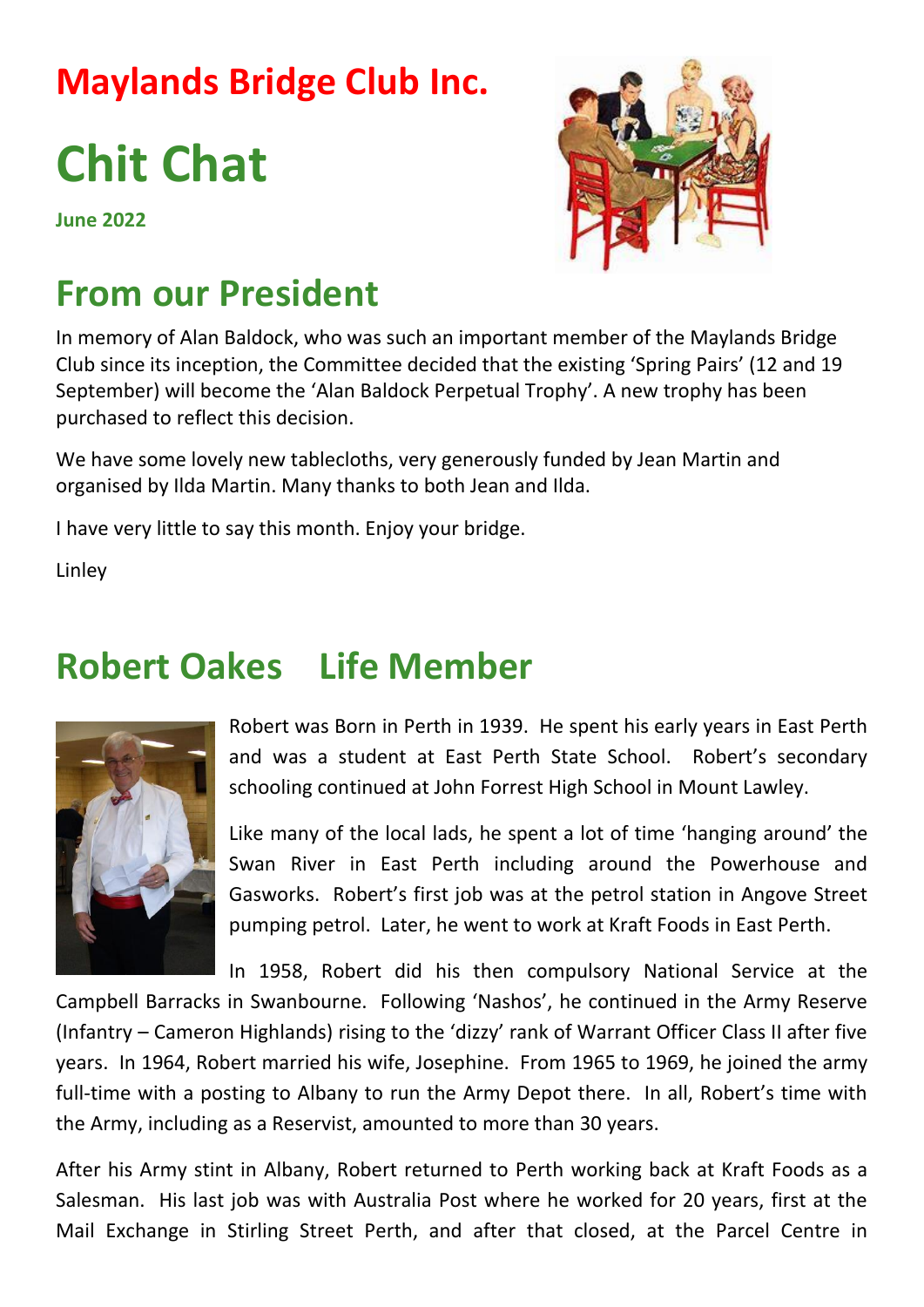# Maylands Bridge Club Inc.

# Chit Chat

**June 2022**

## From our President

In memory of Alan Baldock, who was such an important member of the Maylands Bridge Club since its inception, the Committee decided that the existing 'Spring Pairs' (12 and 19 September) will become the 'Alan Baldock Perpetual Trophy'. A new trophy has been purchased to reflect this decision.

We have some lovely new tablecloths, very generously funded by Jean Martin and organised by Ilda Martin. Many thanks to both Jean and Ilda.

I have very little to say this month. Enjoy your bridge.

Linley

## Robert Oakes Life Member

Robert was Born in Perth in 1939. He spent his early years in East Perth and was a student at East Perth State School. Robert's secondary schooling continued at John Forrest High School in Mount Lawley.

Like many of the local lads, he spent a lot of time 'hanging around' the Swan River in East Perth including around the Powerhouse and Gasworks. Robert's first job was at the petrol station in Angove Street pumping petrol. Later, he went to work at Kraft Foods in East Perth.

In 1958, Robert did his then compulsory National Service at the Campbell Barracks in Swanbourne. Following 'Nashos', he continued in the Army Reserve (Infantry – Cameron Highlands) rising to the 'dizzy' rank of Warrant Officer Class II after five years. In 1964, Robert married his wife, Josephine. From 1965 to 1969, he joined the army full-time with a posting to Albany to run the Army Depot there. In all, Robert's time with the Army, including as a Reservist, amounted to more than 30 years.

After his Army stint in Albany, Robert returned to Perth working back at Kraft Foods as a Salesman. His last job was with Australia Post where he worked for 20 years, first at the Mail Exchange in Stirling Street Perth, and after that closed, at the Parcel Centre in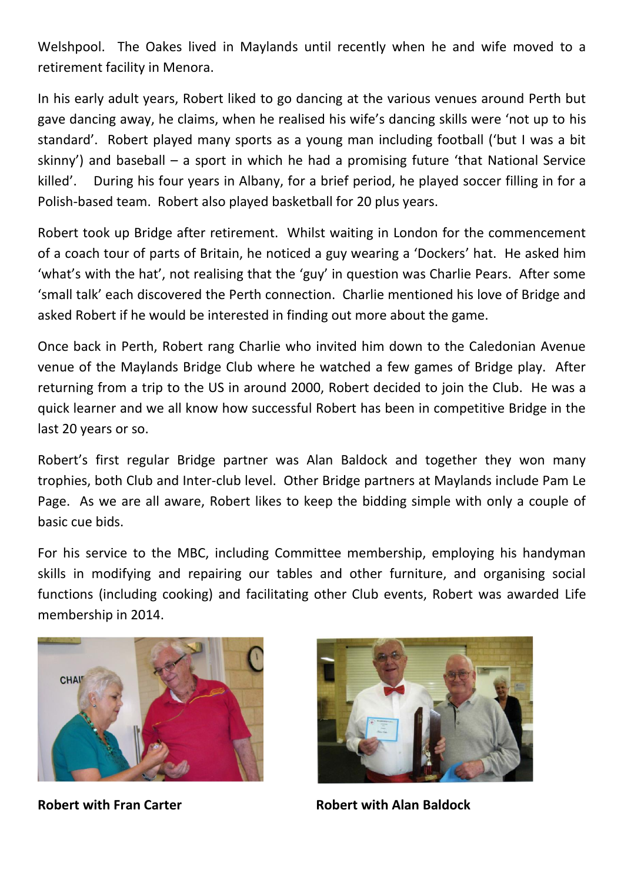Welshpool. The Oakes lived in Maylands until recently when he and wife moved to a retirement facility in Menora.

In his early adult years, Robert liked to go dancing at the various venues around Perth but gave dancing away, he claims, when he realised his wife's dancing skills were 'not up to his standard'. Robert played many sports as a young man including football ('but I was a bit skinny') and baseball – a sport in which he had a promising future 'that National Service killed'. During his four years in Albany, for a brief period, he played soccer filling in for a Polish-based team. Robert also played basketball for 20 plus years.

Robert took up Bridge after retirement. Whilst waiting in London for the commencement of a coach tour of parts of Britain, he noticed a guy wearing a 'Dockers' hat. He asked him 'what's with the hat', not realising that the 'guy' in question was Charlie Pears. After some 'small talk' each discovered the Perth connection. Charlie mentioned his love of Bridge and asked Robert if he would be interested in finding out more about the game.

Once back in Perth, Robert rang Charlie who invited him down to the Caledonian Avenue venue of the Maylands Bridge Club where he watched a few games of Bridge play. After returning from a trip to the US in around 2000, Robert decided to join the Club. He was a quick learner and we all know how successful Robert has been in competitive Bridge in the last 20 years or so.

Robert's first regular Bridge partner was Alan Baldock and together they won many trophies, both Club and Inter-club level. Other Bridge partners at Maylands include Pam Le Page. As we are all aware, Robert likes to keep the bidding simple with only a couple of basic cue bids.

For his service to the MBC, including Committee membership, employing his handyman skills in modifying and repairing our tables and other furniture, and organising social functions (including cooking) and facilitating other Club events, Robert was awarded Life membership in 2014.

**Robert with Fran Carter**

**Robert with Alan Baldock**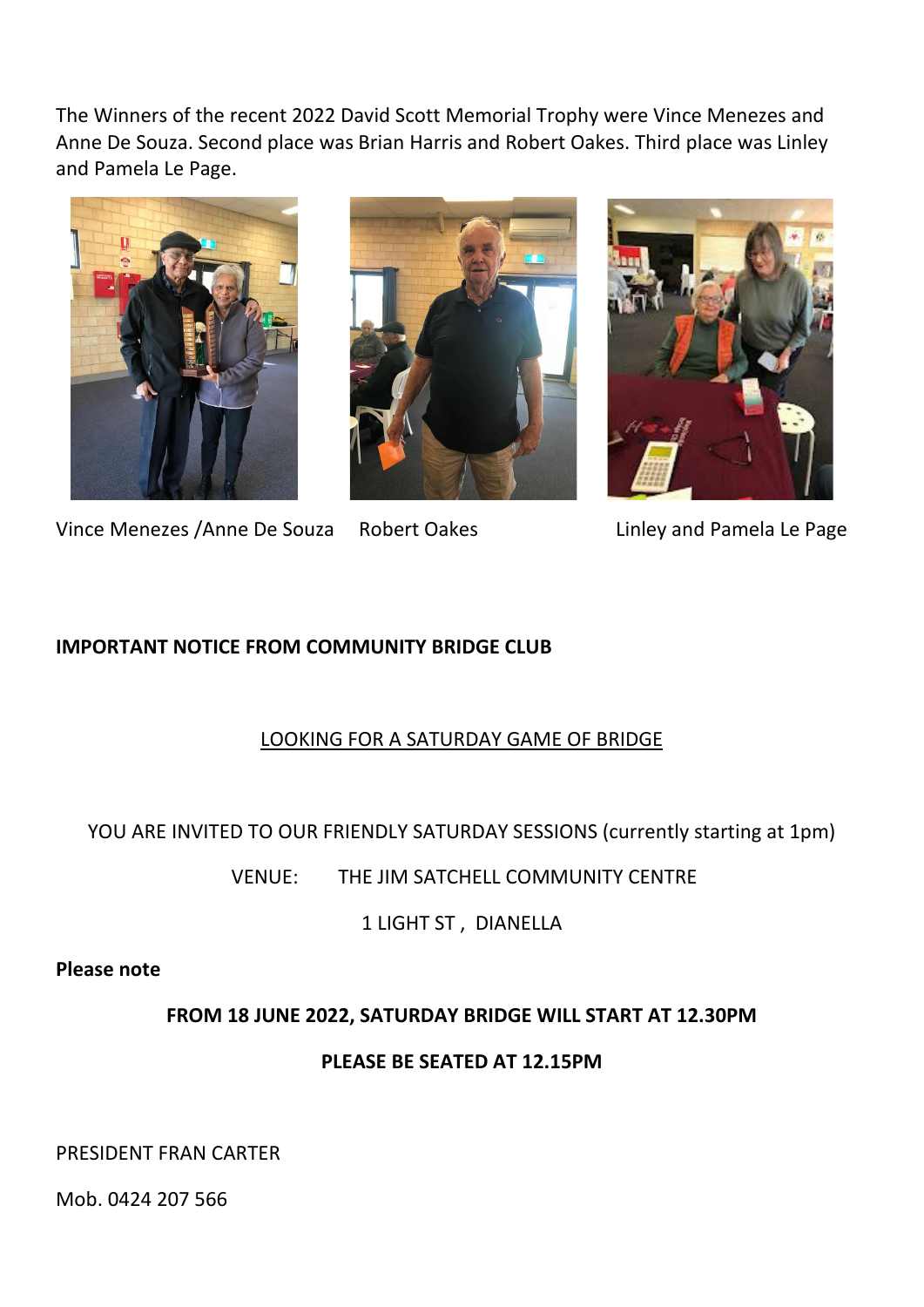The Winners of the recent 2022 David Scott Memorial Trophy were Vince Menezes and Anne De Souza. Second place was Brian Harris and Robert Oakes. Third place was Linley and Pamela Le Page.

Vince Menezes /Anne De Souza

Robert Oakes

Linley and Pamela Le Page

**IMPORTANT NOTICE FROM COMMUNITY BRIDGE CLUB**

LOOKING FOR A SATURDAY GAME OF BRIDGE

YOU ARE INVITED TO OUR FRIENDLY SATURDAY SESSIONS (currently starting at 1pm)

VENUE: THE JIM SATCHELL COMMUNITY CENTRE

1 LIGHT ST , DIANELLA

**Please note**

**FROM 18 JUNE 2022, SATURDAY BRIDGE WILL START AT 12.30PM**

**PLEASE BE SEATED AT 12.15PM**

PRESIDENT FRAN CARTER

Mob. 0424 207 566